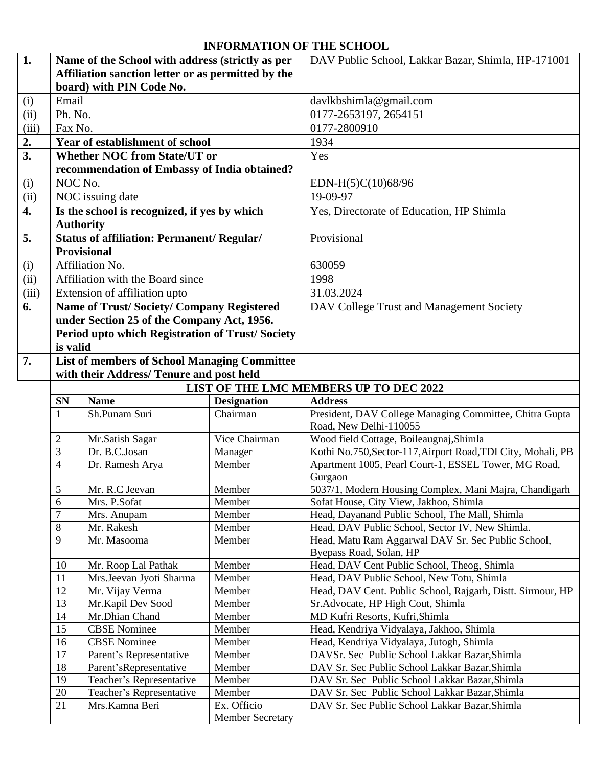# INFORMATION OF THE SCHOOL

| | | |
|---|---|---|
| **1.** | **Name of the School with address (strictly as per Affiliation sanction letter or as permitted by the board) with PIN Code No.** | DAV Public School, Lakkar Bazar, Shimla, HP-171001 |
| (i) | Email | davlkbshimla@gmail.com |
| (ii) | Ph. No. | 0177-2653197, 2654151 |
| (iii) | Fax No. | 0177-2800910 |
| **2.** | **Year of establishment of school** | 1934 |
| **3.** | **Whether NOC from State/UT or recommendation of Embassy of India obtained?** | Yes |
| (i) | NOC No. | EDN-H(5)C(10)68/96 |
| (ii) | NOC issuing date | 19-09-97 |
| **4.** | **Is the school is recognized, if yes by which Authority** | Yes, Directorate of Education, HP Shimla |
| **5.** | **Status of affiliation: Permanent/ Regular/ Provisional** | Provisional |
| (i) | Affiliation No. | 630059 |
| (ii) | Affiliation with the Board since | 1998 |
| (iii) | Extension of affiliation upto | 31.03.2024 |
| **6.** | **Name of Trust/ Society/ Company Registered under Section 25 of the Company Act, 1956. Period upto which Registration of Trust/ Society is valid** | DAV College Trust and Management Society |
| **7.** | **List of members of School Managing Committee with their Address/ Tenure and post held** | |

**LIST OF THE LMC MEMBERS UP TO DEC 2022**

| SN | Name | Designation | Address |
|---|---|---|---|
| 1 | Sh.Punam Suri | Chairman | President, DAV College Managing Committee, Chitra Gupta Road, New Delhi-110055 |
| 2 | Mr.Satish Sagar | Vice Chairman | Wood field Cottage, Boileaugnaj,Shimla |
| 3 | Dr. B.C.Josan | Manager | Kothi No.750,Sector-117,Airport Road,TDI City, Mohali, PB |
| 4 | Dr. Ramesh Arya | Member | Apartment 1005, Pearl Court-1, ESSEL Tower, MG Road, Gurgaon |
| 5 | Mr. R.C Jeevan | Member | 5037/1, Modern Housing Complex, Mani Majra, Chandigarh |
| 6 | Mrs. P.Sofat | Member | Sofat House, City View, Jakhoo, Shimla |
| 7 | Mrs. Anupam | Member | Head, Dayanand Public School, The Mall, Shimla |
| 8 | Mr. Rakesh | Member | Head, DAV Public School, Sector IV, New Shimla. |
| 9 | Mr. Masooma | Member | Head, Matu Ram Aggarwal DAV Sr. Sec Public School, Byepass Road, Solan, HP |
| 10 | Mr. Roop Lal Pathak | Member | Head, DAV Cent Public School, Theog, Shimla |
| 11 | Mrs.Jeevan Jyoti Sharma | Member | Head, DAV Public School, New Totu, Shimla |
| 12 | Mr. Vijay Verma | Member | Head, DAV Cent. Public School, Rajgarh, Distt. Sirmour, HP |
| 13 | Mr.Kapil Dev Sood | Member | Sr.Advocate, HP High Cout, Shimla |
| 14 | Mr.Dhian Chand | Member | MD Kufri Resorts, Kufri,Shimla |
| 15 | CBSE Nominee | Member | Head, Kendriya Vidyalaya, Jakhoo, Shimla |
| 16 | CBSE Nominee | Member | Head, Kendriya Vidyalaya, Jutogh, Shimla |
| 17 | Parent's Representative | Member | DAVSr. Sec Public School Lakkar Bazar,Shimla |
| 18 | Parent'sRepresentative | Member | DAV Sr. Sec Public School Lakkar Bazar,Shimla |
| 19 | Teacher's Representative | Member | DAV Sr. Sec Public School Lakkar Bazar,Shimla |
| 20 | Teacher's Representative | Member | DAV Sr. Sec Public School Lakkar Bazar,Shimla |
| 21 | Mrs.Kamna Beri | Ex. Officio Member Secretary | DAV Sr. Sec Public School Lakkar Bazar,Shimla |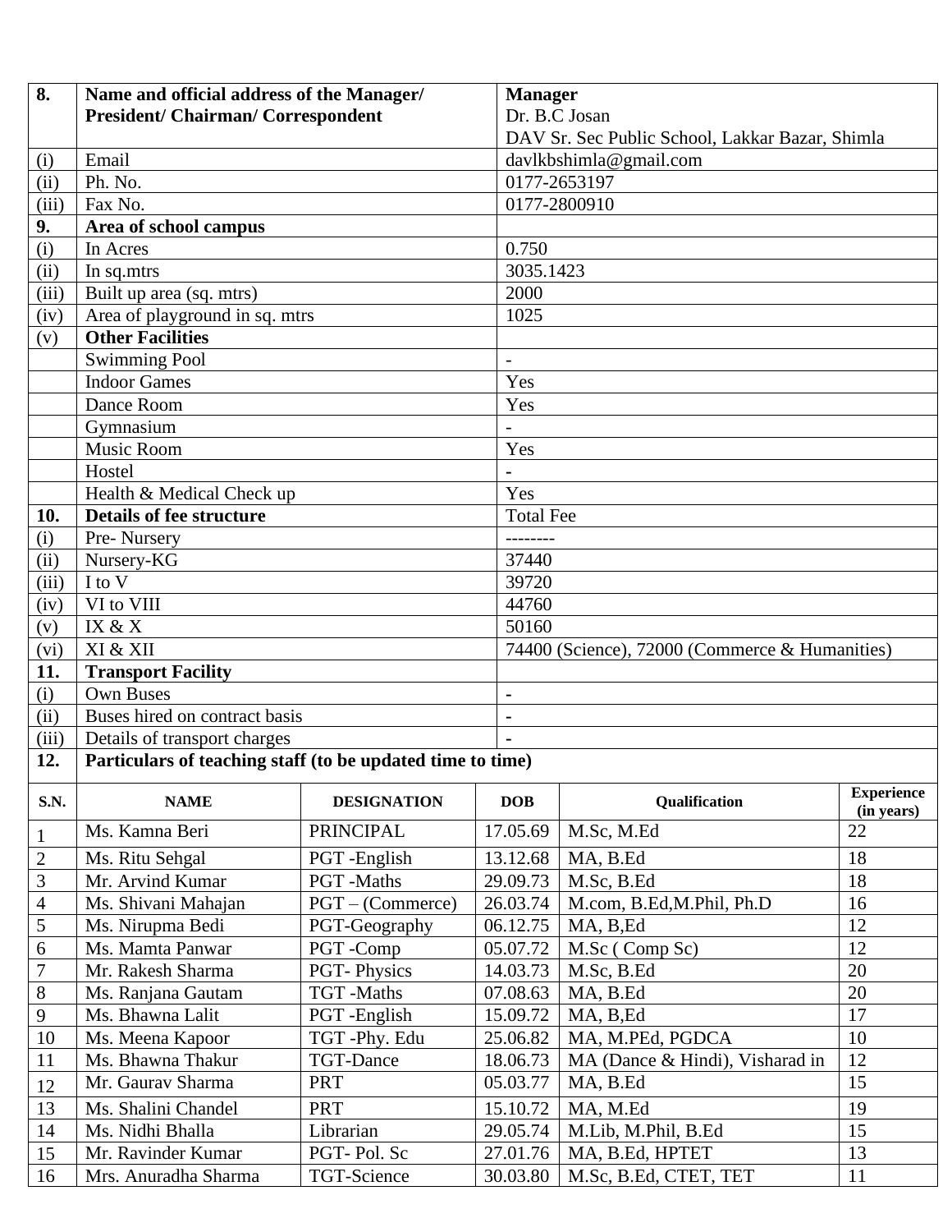| 8. | **Name and official address of the Manager/ President/ Chairman/ Correspondent** | **Manager** Dr. B.C Josan DAV Sr. Sec Public School, Lakkar Bazar, Shimla |
|---|---|---|
| (i) | Email | davlkbshimla@gmail.com |
| (ii) | Ph. No. | 0177-2653197 |
| (iii) | Fax No. | 0177-2800910 |
| **9.** | **Area of school campus** | |
| (i) | In Acres | 0.750 |
| (ii) | In sq.mtrs | 3035.1423 |
| (iii) | Built up area (sq. mtrs) | 2000 |
| (iv) | Area of playground in sq. mtrs | 1025 |
| (v) | **Other Facilities** | |
| | Swimming Pool | - |
| | Indoor Games | Yes |
| | Dance Room | Yes |
| | Gymnasium | - |
| | Music Room | Yes |
| | Hostel | - |
| | Health & Medical Check up | Yes |
| **10.** | **Details of fee structure** | Total Fee |
| (i) | Pre- Nursery | -------- |
| (ii) | Nursery-KG | 37440 |
| (iii) | I to V | 39720 |
| (iv) | VI to VIII | 44760 |
| (v) | IX & X | 50160 |
| (vi) | XI & XII | 74400 (Science), 72000 (Commerce & Humanities) |
| **11.** | **Transport Facility** | |
| (i) | Own Buses | - |
| (ii) | Buses hired on contract basis | - |
| (iii) | Details of transport charges | - |

**12. Particulars of teaching staff (to be updated time to time)**

| S.N. | NAME | DESIGNATION | DOB | Qualification | Experience (in years) |
|---|---|---|---|---|---|
| 1 | Ms. Kamna Beri | PRINCIPAL | 17.05.69 | M.Sc, M.Ed | 22 |
| 2 | Ms. Ritu Sehgal | PGT -English | 13.12.68 | MA, B.Ed | 18 |
| 3 | Mr. Arvind Kumar | PGT -Maths | 29.09.73 | M.Sc, B.Ed | 18 |
| 4 | Ms. Shivani Mahajan | PGT – (Commerce) | 26.03.74 | M.com, B.Ed,M.Phil, Ph.D | 16 |
| 5 | Ms. Nirupma Bedi | PGT-Geography | 06.12.75 | MA, B,Ed | 12 |
| 6 | Ms. Mamta Panwar | PGT -Comp | 05.07.72 | M.Sc ( Comp Sc) | 12 |
| 7 | Mr. Rakesh Sharma | PGT- Physics | 14.03.73 | M.Sc, B.Ed | 20 |
| 8 | Ms. Ranjana Gautam | TGT -Maths | 07.08.63 | MA, B.Ed | 20 |
| 9 | Ms. Bhawna Lalit | PGT -English | 15.09.72 | MA, B,Ed | 17 |
| 10 | Ms. Meena Kapoor | TGT -Phy. Edu | 25.06.82 | MA, M.PEd, PGDCA | 10 |
| 11 | Ms. Bhawna Thakur | TGT-Dance | 18.06.73 | MA (Dance & Hindi), Visharad in | 12 |
| 12 | Mr. Gaurav Sharma | PRT | 05.03.77 | MA, B.Ed | 15 |
| 13 | Ms. Shalini Chandel | PRT | 15.10.72 | MA, M.Ed | 19 |
| 14 | Ms. Nidhi Bhalla | Librarian | 29.05.74 | M.Lib, M.Phil, B.Ed | 15 |
| 15 | Mr. Ravinder Kumar | PGT- Pol. Sc | 27.01.76 | MA, B.Ed, HPTET | 13 |
| 16 | Mrs. Anuradha Sharma | TGT-Science | 30.03.80 | M.Sc, B.Ed, CTET, TET | 11 |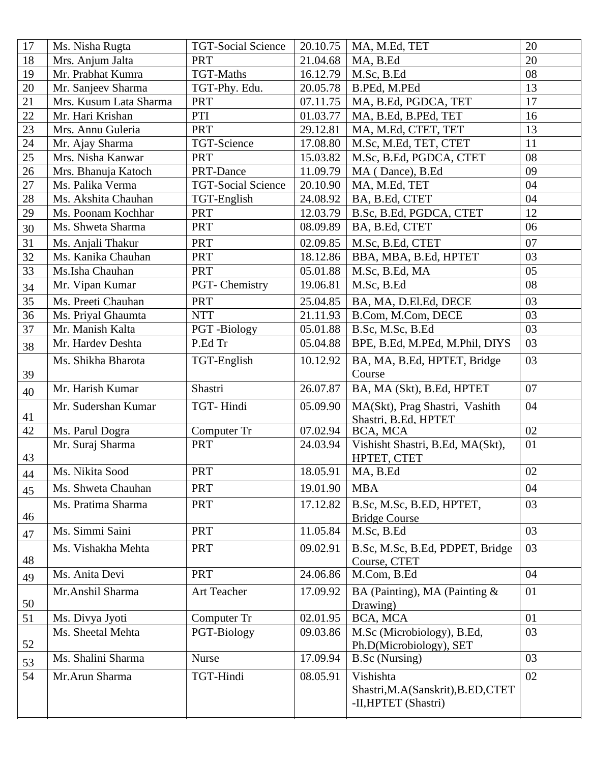| 17 | Ms. Nisha Rugta | TGT-Social Science | 20.10.75 | MA, M.Ed, TET | 20 |
|---|---|---|---|---|---|
| 18 | Mrs. Anjum Jalta | PRT | 21.04.68 | MA, B.Ed | 20 |
| 19 | Mr. Prabhat Kumra | TGT-Maths | 16.12.79 | M.Sc, B.Ed | 08 |
| 20 | Mr. Sanjeev Sharma | TGT-Phy. Edu. | 20.05.78 | B.PEd, M.PEd | 13 |
| 21 | Mrs. Kusum Lata Sharma | PRT | 07.11.75 | MA, B.Ed, PGDCA, TET | 17 |
| 22 | Mr. Hari Krishan | PTI | 01.03.77 | MA, B.Ed, B.PEd, TET | 16 |
| 23 | Mrs. Annu Guleria | PRT | 29.12.81 | MA, M.Ed, CTET, TET | 13 |
| 24 | Mr. Ajay Sharma | TGT-Science | 17.08.80 | M.Sc, M.Ed, TET, CTET | 11 |
| 25 | Mrs. Nisha Kanwar | PRT | 15.03.82 | M.Sc, B.Ed, PGDCA, CTET | 08 |
| 26 | Mrs. Bhanuja Katoch | PRT-Dance | 11.09.79 | MA ( Dance), B.Ed | 09 |
| 27 | Ms. Palika Verma | TGT-Social Science | 20.10.90 | MA, M.Ed, TET | 04 |
| 28 | Ms. Akshita Chauhan | TGT-English | 24.08.92 | BA, B.Ed, CTET | 04 |
| 29 | Ms. Poonam Kochhar | PRT | 12.03.79 | B.Sc, B.Ed, PGDCA, CTET | 12 |
| 30 | Ms. Shweta Sharma | PRT | 08.09.89 | BA, B.Ed, CTET | 06 |
| 31 | Ms. Anjali Thakur | PRT | 02.09.85 | M.Sc, B.Ed, CTET | 07 |
| 32 | Ms. Kanika Chauhan | PRT | 18.12.86 | BBA, MBA, B.Ed, HPTET | 03 |
| 33 | Ms.Isha Chauhan | PRT | 05.01.88 | M.Sc, B.Ed, MA | 05 |
| 34 | Mr. Vipan Kumar | PGT- Chemistry | 19.06.81 | M.Sc, B.Ed | 08 |
| 35 | Ms. Preeti Chauhan | PRT | 25.04.85 | BA, MA, D.El.Ed, DECE | 03 |
| 36 | Ms. Priyal Ghaumta | NTT | 21.11.93 | B.Com, M.Com, DECE | 03 |
| 37 | Mr. Manish Kalta | PGT -Biology | 05.01.88 | B.Sc, M.Sc, B.Ed | 03 |
| 38 | Mr. Hardev Deshta | P.Ed Tr | 05.04.88 | BPE, B.Ed, M.PEd, M.Phil, DIYS | 03 |
| 39 | Ms. Shikha Bharota | TGT-English | 10.12.92 | BA, MA, B.Ed, HPTET, Bridge Course | 03 |
| 40 | Mr. Harish Kumar | Shastri | 26.07.87 | BA, MA (Skt), B.Ed, HPTET | 07 |
| 41 | Mr. Sudershan Kumar | TGT- Hindi | 05.09.90 | MA(Skt), Prag Shastri, Vashith Shastri, B.Ed, HPTET | 04 |
| 42 | Ms. Parul Dogra | Computer Tr | 07.02.94 | BCA, MCA | 02 |
| 43 | Mr. Suraj Sharma | PRT | 24.03.94 | Vishisht Shastri, B.Ed, MA(Skt), HPTET, CTET | 01 |
| 44 | Ms. Nikita Sood | PRT | 18.05.91 | MA, B.Ed | 02 |
| 45 | Ms. Shweta Chauhan | PRT | 19.01.90 | MBA | 04 |
| 46 | Ms. Pratima Sharma | PRT | 17.12.82 | B.Sc, M.Sc, B.ED, HPTET, Bridge Course | 03 |
| 47 | Ms. Simmi Saini | PRT | 11.05.84 | M.Sc, B.Ed | 03 |
| 48 | Ms. Vishakha Mehta | PRT | 09.02.91 | B.Sc, M.Sc, B.Ed, PDPET, Bridge Course, CTET | 03 |
| 49 | Ms. Anita Devi | PRT | 24.06.86 | M.Com, B.Ed | 04 |
| 50 | Mr.Anshil Sharma | Art Teacher | 17.09.92 | BA (Painting), MA (Painting & Drawing) | 01 |
| 51 | Ms. Divya Jyoti | Computer Tr | 02.01.95 | BCA, MCA | 01 |
| 52 | Ms. Sheetal Mehta | PGT-Biology | 09.03.86 | M.Sc (Microbiology), B.Ed, Ph.D(Microbiology), SET | 03 |
| 53 | Ms. Shalini Sharma | Nurse | 17.09.94 | B.Sc (Nursing) | 03 |
| 54 | Mr.Arun Sharma | TGT-Hindi | 08.05.91 | Vishishta Shastri,M.A(Sanskrit),B.ED,CTET -II,HPTET (Shastri) | 02 |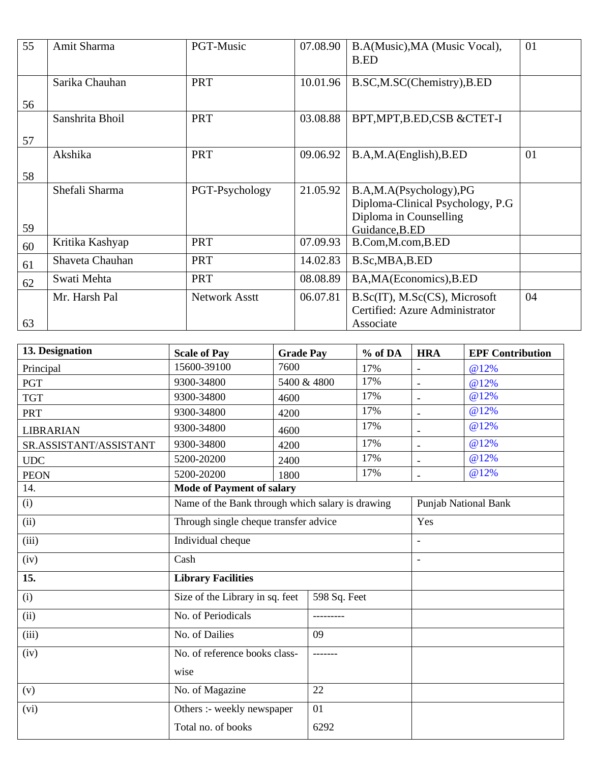| 55 | Amit Sharma | PGT-Music | 07.08.90 | B.A(Music),MA (Music Vocal), B.ED | 01 |
|---|---|---|---|---|---|
| 56 | Sarika Chauhan | PRT | 10.01.96 | B.SC,M.SC(Chemistry),B.ED | |
| 57 | Sanshrita Bhoil | PRT | 03.08.88 | BPT,MPT,B.ED,CSB &CTET-I | |
| 58 | Akshika | PRT | 09.06.92 | B.A,M.A(English),B.ED | 01 |
| 59 | Shefali Sharma | PGT-Psychology | 21.05.92 | B.A,M.A(Psychology),PG Diploma-Clinical Psychology, P.G Diploma in Counselling Guidance,B.ED | |
| 60 | Kritika Kashyap | PRT | 07.09.93 | B.Com,M.com,B.ED | |
| 61 | Shaveta Chauhan | PRT | 14.02.83 | B.Sc,MBA,B.ED | |
| 62 | Swati Mehta | PRT | 08.08.89 | BA,MA(Economics),B.ED | |
| 63 | Mr. Harsh Pal | Network Asstt | 06.07.81 | B.Sc(IT), M.Sc(CS), Microsoft Certified: Azure Administrator Associate | 04 |

| 13. Designation | Scale of Pay | Grade Pay | % of DA | HRA | EPF Contribution |
|---|---|---|---|---|---|
| Principal | 15600-39100 | 7600 | 17% | - | @12% |
| PGT | 9300-34800 | 5400 & 4800 | 17% | - | @12% |
| TGT | 9300-34800 | 4600 | 17% | - | @12% |
| PRT | 9300-34800 | 4200 | 17% | - | @12% |
| LIBRARIAN | 9300-34800 | 4600 | 17% | - | @12% |
| SR.ASSISTANT/ASSISTANT | 9300-34800 | 4200 | 17% | - | @12% |
| UDC | 5200-20200 | 2400 | 17% | - | @12% |
| PEON | 5200-20200 | 1800 | 17% | - | @12% |

| 14. | **Mode of Payment of salary** | |
|---|---|---|
| (i) | Name of the Bank through which salary is drawing | Punjab National Bank |
| (ii) | Through single cheque transfer advice | Yes |
| (iii) | Individual cheque | - |
| (iv) | Cash | - |

| 15. | **Library Facilities** | | |
|---|---|---|---|
| (i) | Size of the Library in sq. feet | 598 Sq. Feet | |
| (ii) | No. of Periodicals | --------- | |
| (iii) | No. of Dailies | 09 | |
| (iv) | No. of reference books class-wise | ------- | |
| (v) | No. of Magazine | 22 | |
| (vi) | Others :- weekly newspaper<br>Total no. of books | 01<br>6292 | |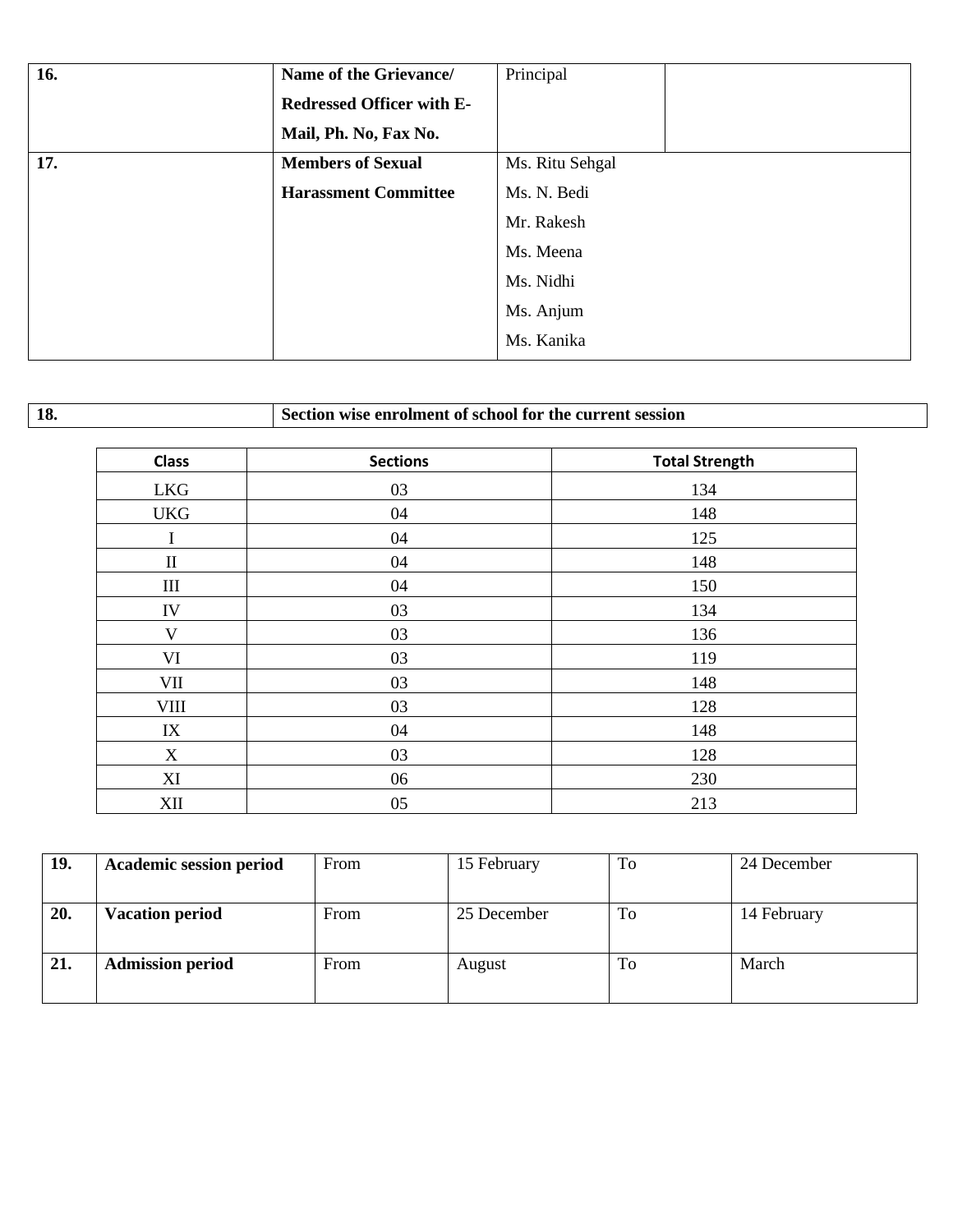| | | | |
|---|---|---|---|
| **16.** | **Name of the Grievance/ Redressed Officer with E-Mail, Ph. No, Fax No.** | Principal | |
| **17.** | **Members of Sexual Harassment Committee** | Ms. Ritu Sehgal<br>Ms. N. Bedi<br>Mr. Rakesh<br>Ms. Meena<br>Ms. Nidhi<br>Ms. Anjum<br>Ms. Kanika | |

| | |
|---|---|
| **18.** | **Section wise enrolment of school for the current session** |

| Class | Sections | Total Strength |
|---|---|---|
| LKG | 03 | 134 |
| UKG | 04 | 148 |
| I | 04 | 125 |
| II | 04 | 148 |
| III | 04 | 150 |
| IV | 03 | 134 |
| V | 03 | 136 |
| VI | 03 | 119 |
| VII | 03 | 148 |
| VIII | 03 | 128 |
| IX | 04 | 148 |
| X | 03 | 128 |
| XI | 06 | 230 |
| XII | 05 | 213 |

| | | | | | |
|---|---|---|---|---|---|
| **19.** | **Academic session period** | From | 15 February | To | 24 December |
| **20.** | **Vacation period** | From | 25 December | To | 14 February |
| **21.** | **Admission period** | From | August | To | March |